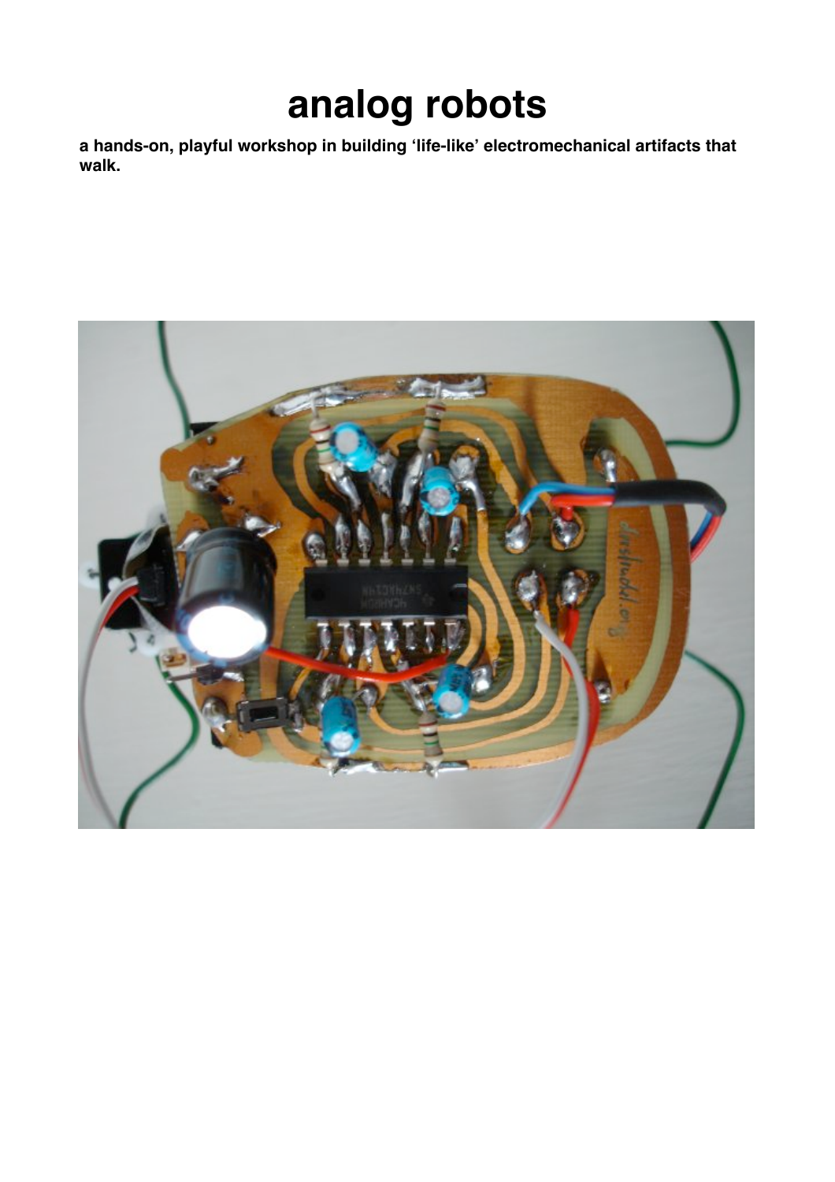# analog robots

**a hands-on, playful workshop in building 'life-like' electromechanical artifacts that walk.**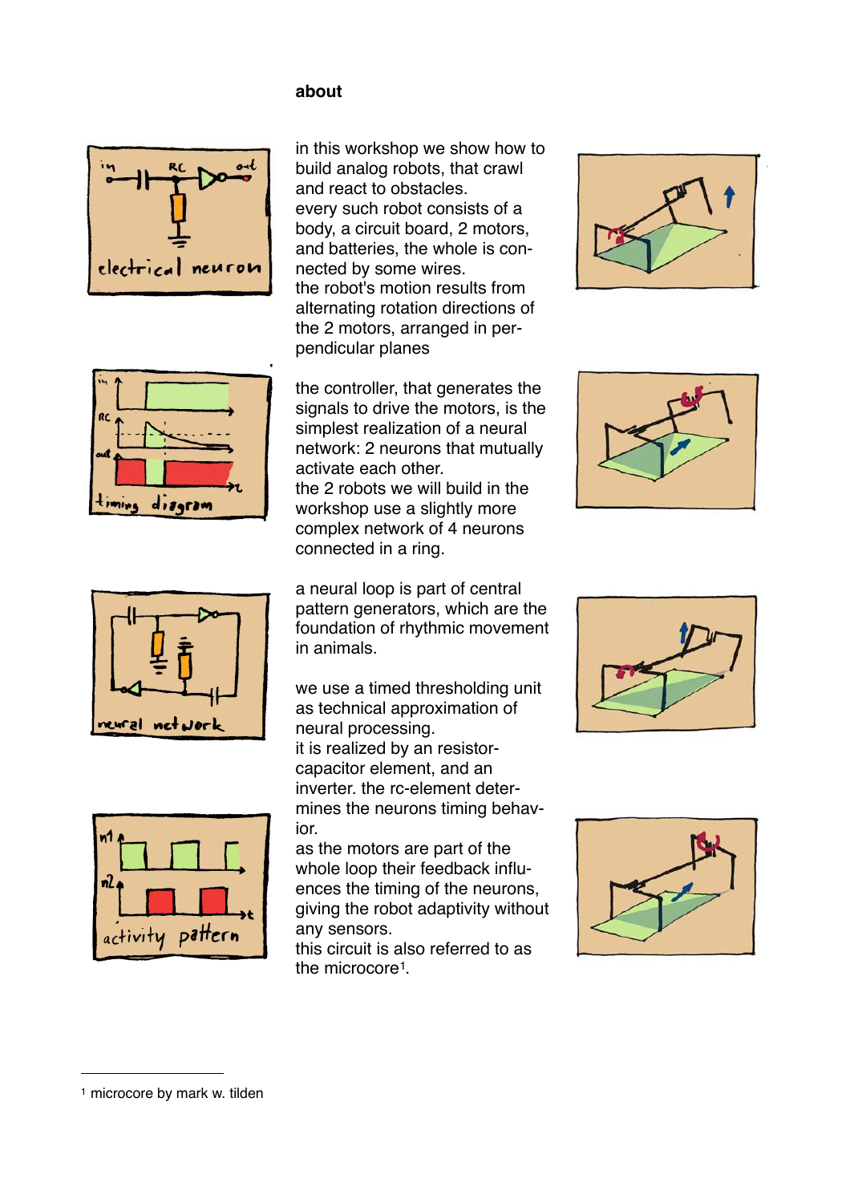# about

in this workshop we show how to build analog robots, that crawl and react to obstacles.
every such robot consists of a body, a circuit board, 2 motors, and batteries, the whole is connected by some wires.
the robot's motion results from alternating rotation directions of the 2 motors, arranged in perpendicular planes

the controller, that generates the signals to drive the motors, is the simplest realization of a neural network: 2 neurons that mutually activate each other.
the 2 robots we will build in the workshop use a slightly more complex network of 4 neurons connected in a ring.

a neural loop is part of central pattern generators, which are the foundation of rhythmic movement in animals.

we use a timed thresholding unit as technical approximation of neural processing.
it is realized by an resistor-capacitor element, and an inverter. the rc-element determines the neurons timing behavior.
as the motors are part of the whole loop their feedback influences the timing of the neurons, giving the robot adaptivity without any sensors.
this circuit is also referred to as the microcore[1].

---

[1] microcore by mark w. tilden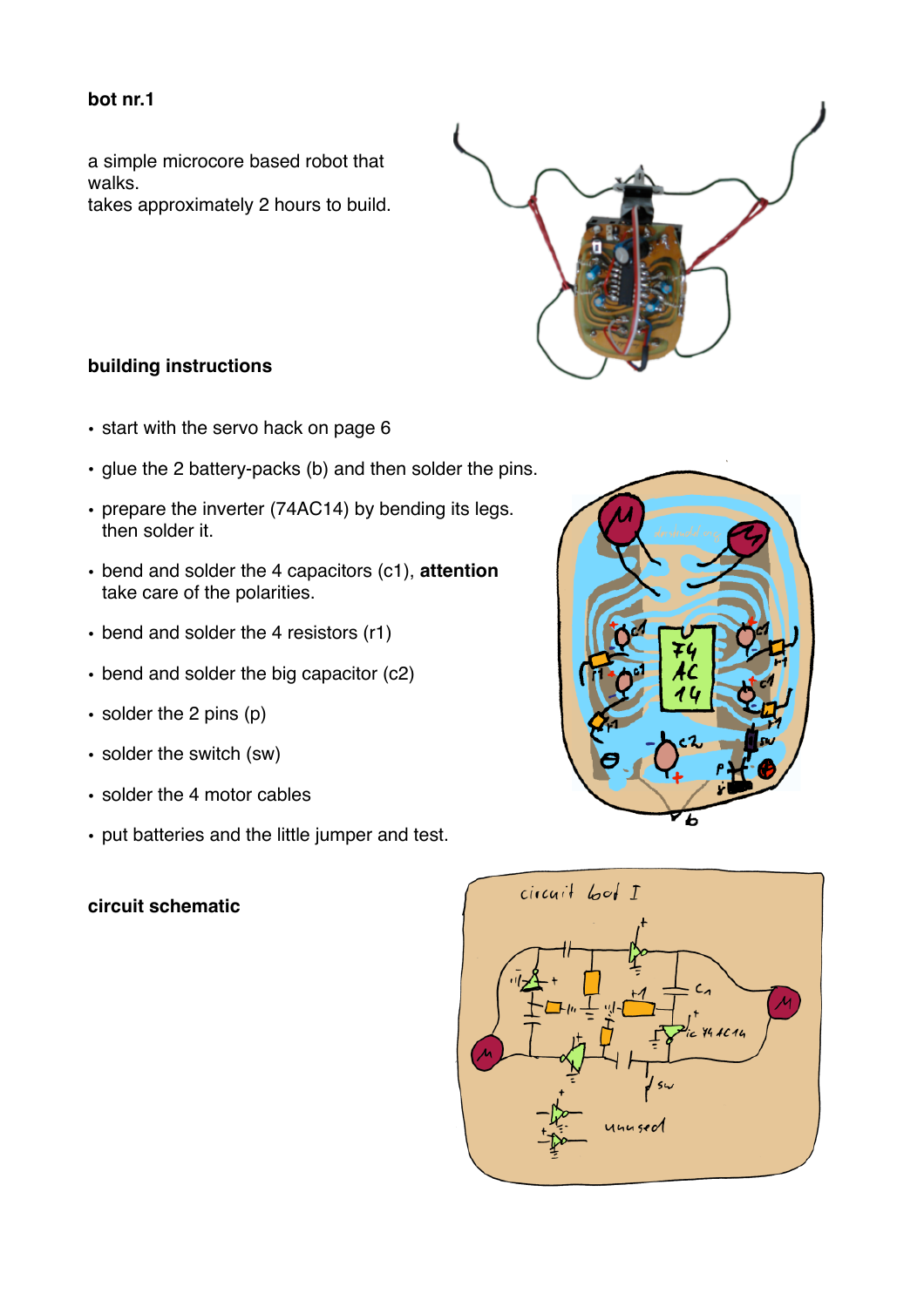**bot nr.1**

a simple microcore based robot that walks.
takes approximately 2 hours to build.

**building instructions**

- start with the servo hack on page 6
- glue the 2 battery-packs (b) and then solder the pins.
- prepare the inverter (74AC14) by bending its legs. then solder it.
- bend and solder the 4 capacitors (c1), **attention** take care of the polarities.
- bend and solder the 4 resistors (r1)
- bend and solder the big capacitor (c2)
- solder the 2 pins (p)
- solder the switch (sw)
- solder the 4 motor cables
- put batteries and the little jumper and test.

**circuit schematic**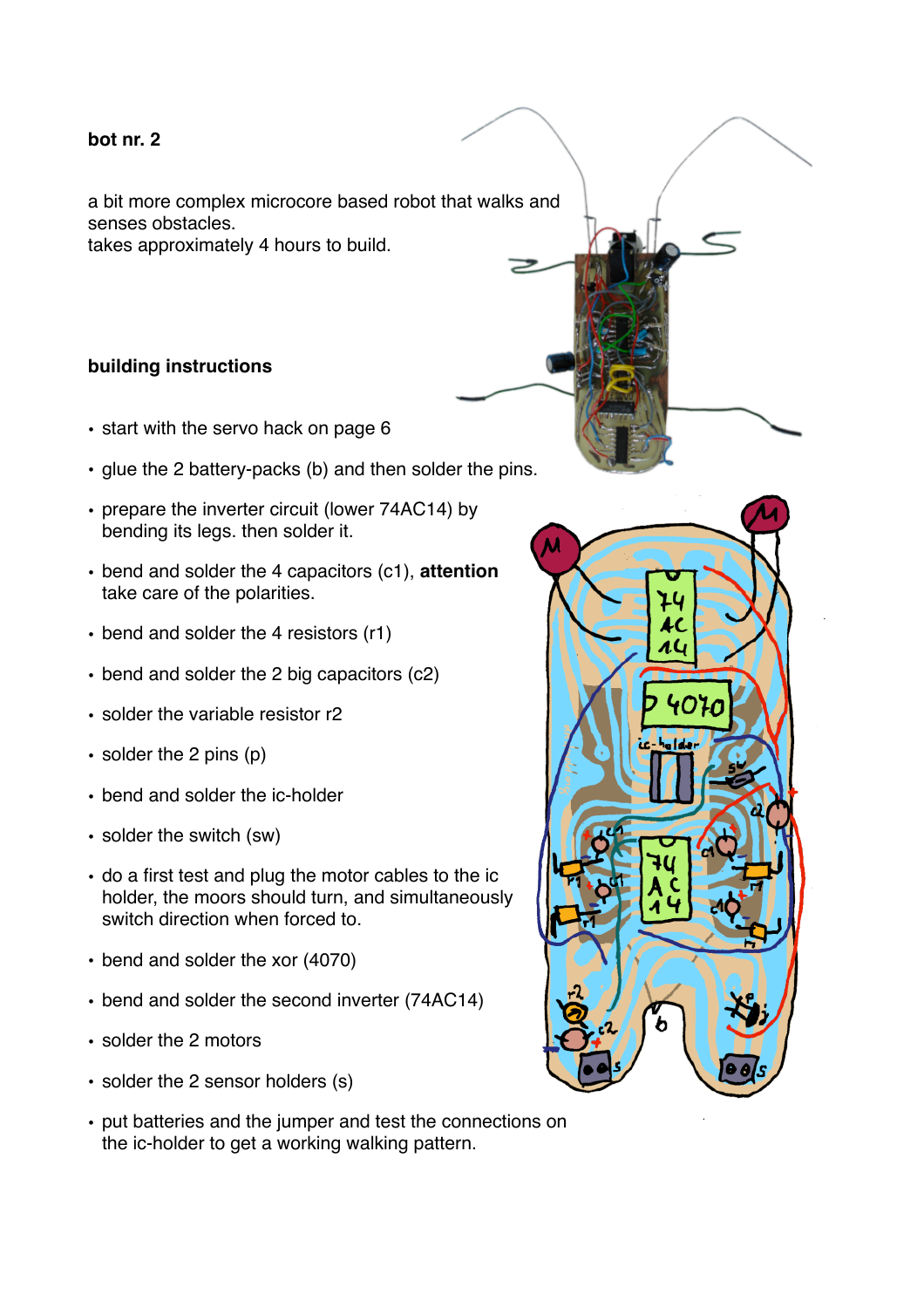**bot nr. 2**

a bit more complex microcore based robot that walks and senses obstacles.
takes approximately 4 hours to build.

**building instructions**

- start with the servo hack on page 6
- glue the 2 battery-packs (b) and then solder the pins.
- prepare the inverter circuit (lower 74AC14) by bending its legs. then solder it.
- bend and solder the 4 capacitors (c1), **attention** take care of the polarities.
- bend and solder the 4 resistors (r1)
- bend and solder the 2 big capacitors (c2)
- solder the variable resistor r2
- solder the 2 pins (p)
- bend and solder the ic-holder
- solder the switch (sw)
- do a first test and plug the motor cables to the ic holder, the moors should turn, and simultaneously switch direction when forced to.
- bend and solder the xor (4070)
- bend and solder the second inverter (74AC14)
- solder the 2 motors
- solder the 2 sensor holders (s)
- put batteries and the jumper and test the connections on the ic-holder to get a working walking pattern.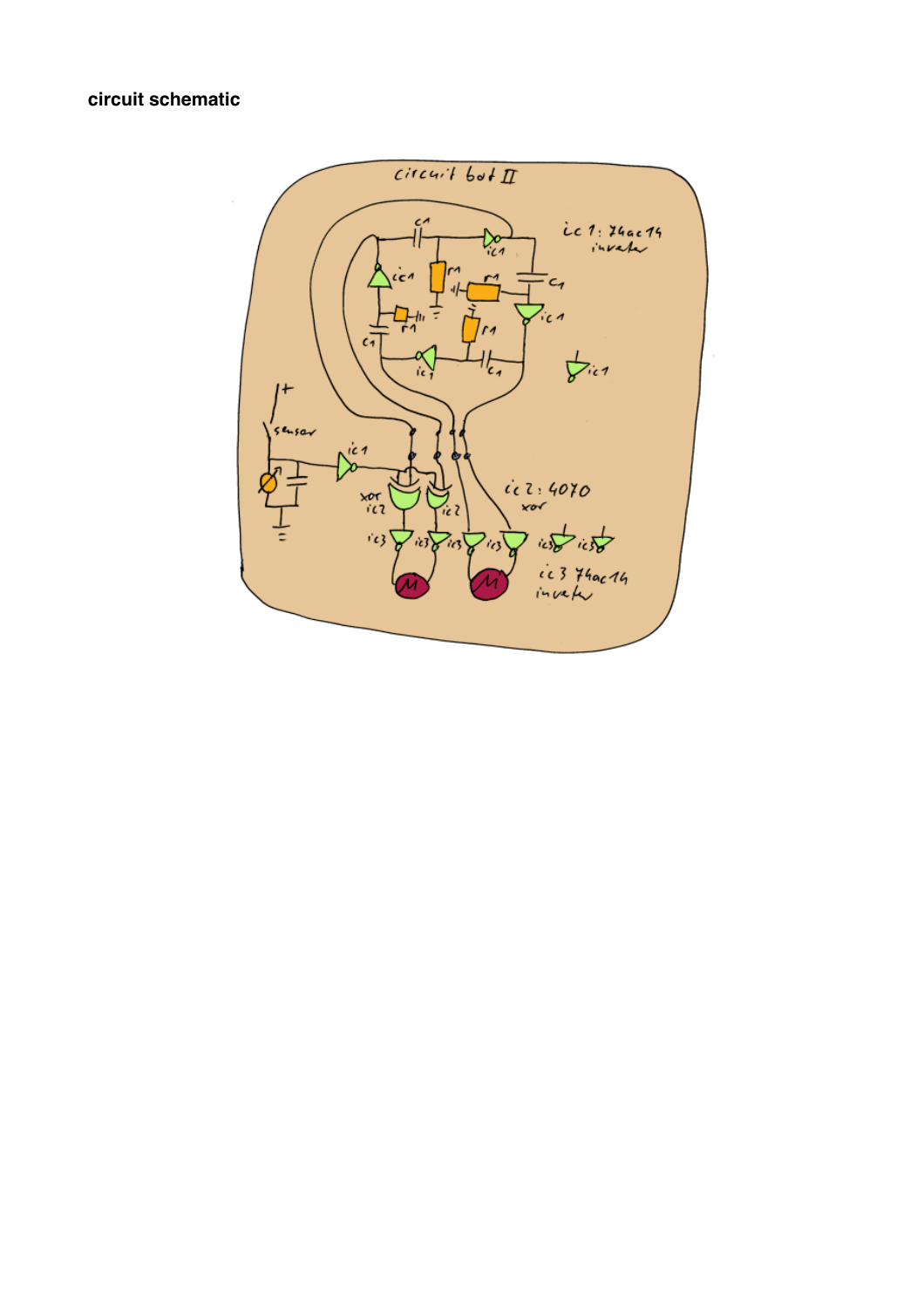**circuit schematic**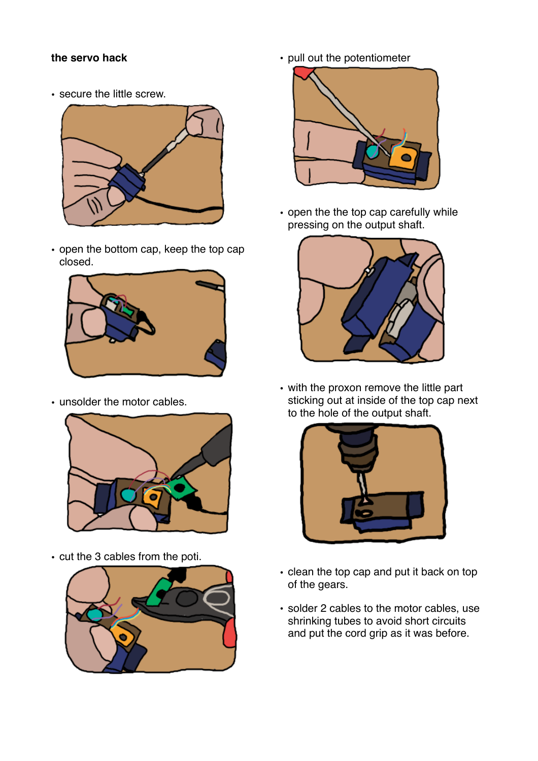**the servo hack**

- secure the little screw.

- open the bottom cap, keep the top cap closed.

- unsolder the motor cables.

- cut the 3 cables from the poti.

- pull out the potentiometer

- open the the top cap carefully while pressing on the output shaft.

- with the proxon remove the little part sticking out at inside of the top cap next to the hole of the output shaft.

- clean the top cap and put it back on top of the gears.

- solder 2 cables to the motor cables, use shrinking tubes to avoid short circuits and put the cord grip as it was before.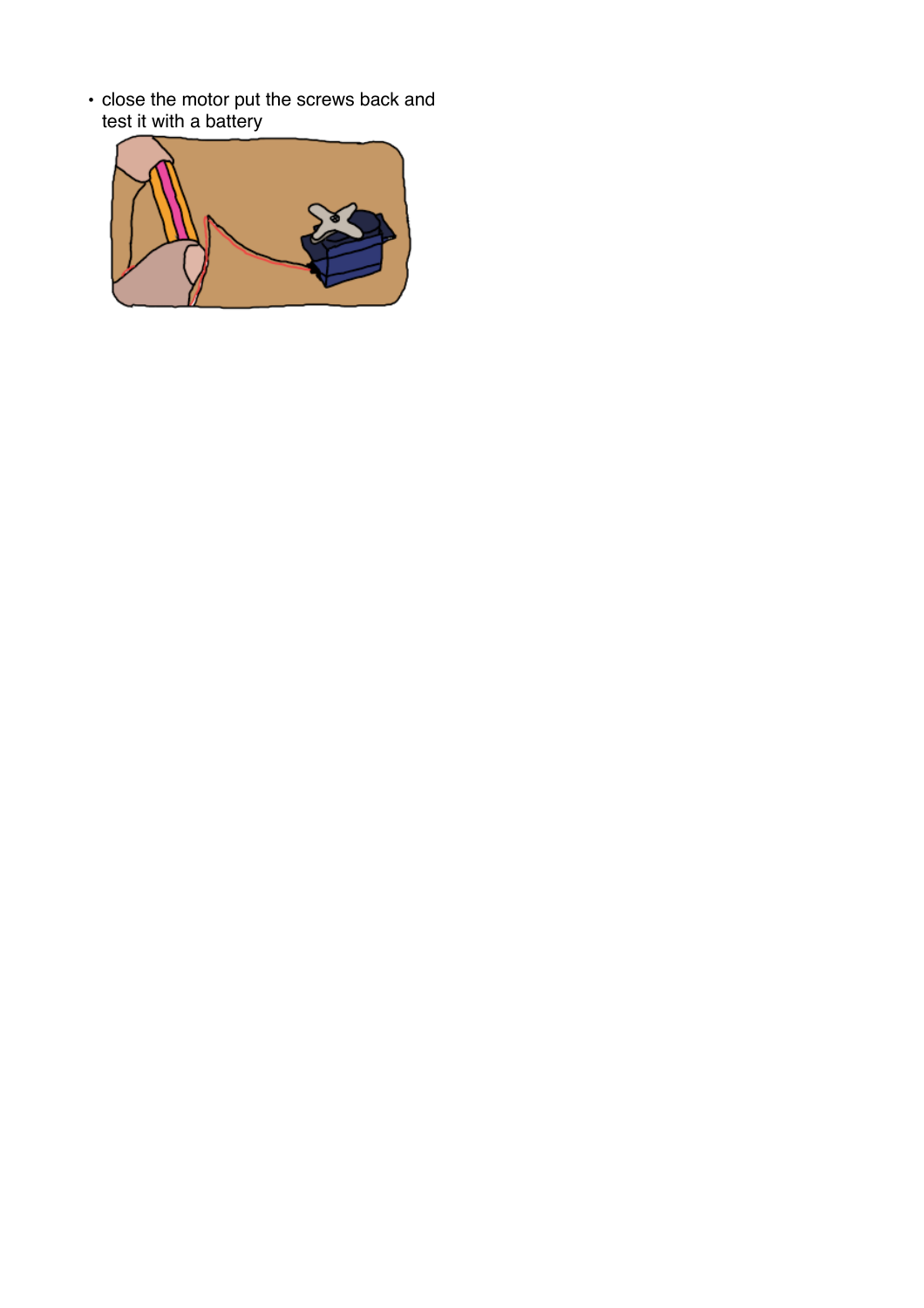- close the motor put the screws back and test it with a battery